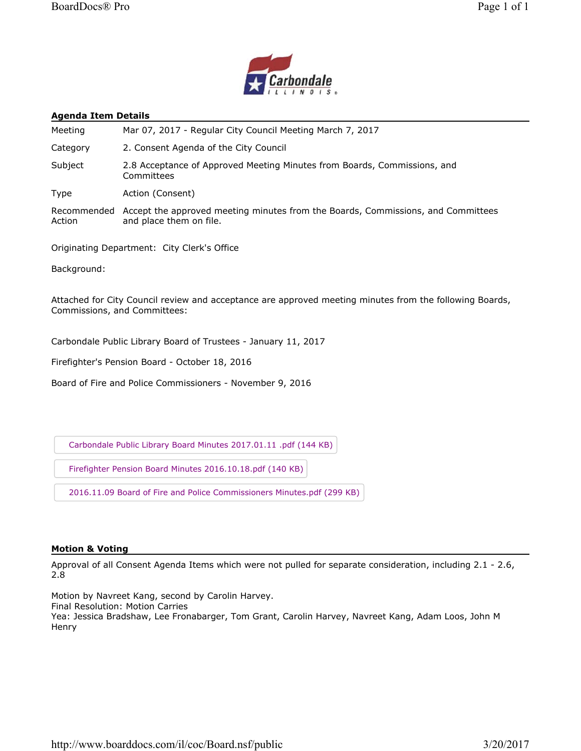## Agenda Item Details

| | |
|---|---|
| Meeting | Mar 07, 2017 - Regular City Council Meeting March 7, 2017 |
| Category | 2. Consent Agenda of the City Council |
| Subject | 2.8 Acceptance of Approved Meeting Minutes from Boards, Commissions, and Committees |
| Type | Action (Consent) |
| Recommended Action | Accept the approved meeting minutes from the Boards, Commissions, and Committees and place them on file. |

Originating Department: City Clerk's Office

Background:

Attached for City Council review and acceptance are approved meeting minutes from the following Boards, Commissions, and Committees:

Carbondale Public Library Board of Trustees - January 11, 2017

Firefighter's Pension Board - October 18, 2016

Board of Fire and Police Commissioners - November 9, 2016

Carbondale Public Library Board Minutes 2017.01.11 .pdf (144 KB)

Firefighter Pension Board Minutes 2016.10.18.pdf (140 KB)

2016.11.09 Board of Fire and Police Commissioners Minutes.pdf (299 KB)

## Motion & Voting

Approval of all Consent Agenda Items which were not pulled for separate consideration, including 2.1 - 2.6, 2.8

Motion by Navreet Kang, second by Carolin Harvey.
Final Resolution: Motion Carries
Yea: Jessica Bradshaw, Lee Fronabarger, Tom Grant, Carolin Harvey, Navreet Kang, Adam Loos, John M Henry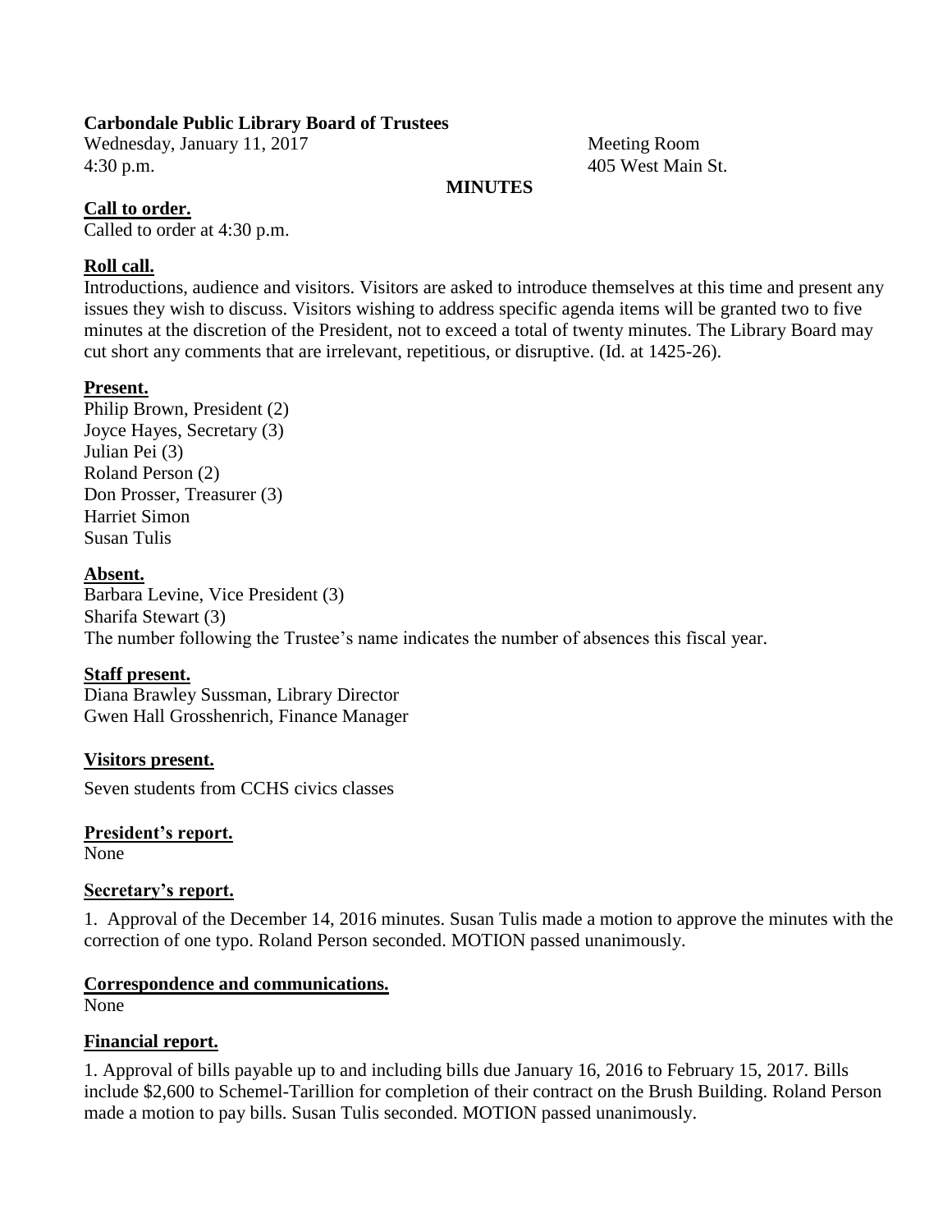**Carbondale Public Library Board of Trustees**

Wednesday, January 11, 2017
4:30 p.m.

Meeting Room
405 West Main St.

**MINUTES**

**Call to order.**

Called to order at 4:30 p.m.

**Roll call.**

Introductions, audience and visitors. Visitors are asked to introduce themselves at this time and present any issues they wish to discuss. Visitors wishing to address specific agenda items will be granted two to five minutes at the discretion of the President, not to exceed a total of twenty minutes. The Library Board may cut short any comments that are irrelevant, repetitious, or disruptive. (Id. at 1425-26).

**Present.**

Philip Brown, President (2)
Joyce Hayes, Secretary (3)
Julian Pei (3)
Roland Person (2)
Don Prosser, Treasurer (3)
Harriet Simon
Susan Tulis

**Absent.**

Barbara Levine, Vice President (3)
Sharifa Stewart (3)
The number following the Trustee's name indicates the number of absences this fiscal year.

**Staff present.**

Diana Brawley Sussman, Library Director
Gwen Hall Grosshenrich, Finance Manager

**Visitors present.**

Seven students from CCHS civics classes

**President's report.**

None

**Secretary's report.**

1. Approval of the December 14, 2016 minutes. Susan Tulis made a motion to approve the minutes with the correction of one typo. Roland Person seconded. MOTION passed unanimously.

**Correspondence and communications.**

None

**Financial report.**

1. Approval of bills payable up to and including bills due January 16, 2016 to February 15, 2017. Bills include $2,600 to Schemel-Tarillion for completion of their contract on the Brush Building. Roland Person made a motion to pay bills. Susan Tulis seconded. MOTION passed unanimously.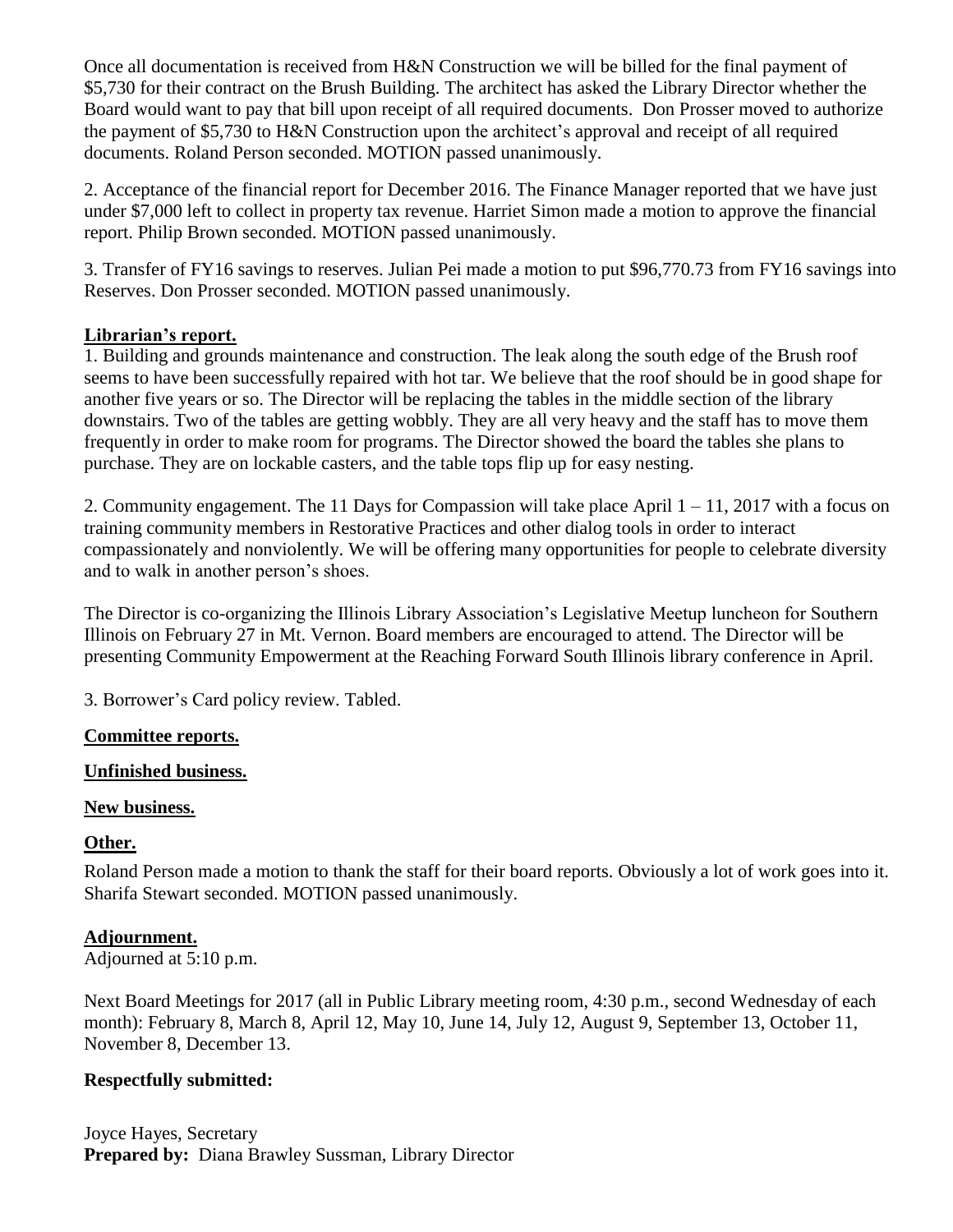Once all documentation is received from H&N Construction we will be billed for the final payment of $5,730 for their contract on the Brush Building. The architect has asked the Library Director whether the Board would want to pay that bill upon receipt of all required documents. Don Prosser moved to authorize the payment of $5,730 to H&N Construction upon the architect's approval and receipt of all required documents. Roland Person seconded. MOTION passed unanimously.

2. Acceptance of the financial report for December 2016. The Finance Manager reported that we have just under $7,000 left to collect in property tax revenue. Harriet Simon made a motion to approve the financial report. Philip Brown seconded. MOTION passed unanimously.

3. Transfer of FY16 savings to reserves. Julian Pei made a motion to put $96,770.73 from FY16 savings into Reserves. Don Prosser seconded. MOTION passed unanimously.

**Librarian's report.**

1. Building and grounds maintenance and construction. The leak along the south edge of the Brush roof seems to have been successfully repaired with hot tar. We believe that the roof should be in good shape for another five years or so. The Director will be replacing the tables in the middle section of the library downstairs. Two of the tables are getting wobbly. They are all very heavy and the staff has to move them frequently in order to make room for programs. The Director showed the board the tables she plans to purchase. They are on lockable casters, and the table tops flip up for easy nesting.

2. Community engagement. The 11 Days for Compassion will take place April 1 – 11, 2017 with a focus on training community members in Restorative Practices and other dialog tools in order to interact compassionately and nonviolently. We will be offering many opportunities for people to celebrate diversity and to walk in another person's shoes.

The Director is co-organizing the Illinois Library Association's Legislative Meetup luncheon for Southern Illinois on February 27 in Mt. Vernon. Board members are encouraged to attend. The Director will be presenting Community Empowerment at the Reaching Forward South Illinois library conference in April.

3. Borrower's Card policy review. Tabled.

**Committee reports.**

**Unfinished business.**

**New business.**

**Other.**

Roland Person made a motion to thank the staff for their board reports. Obviously a lot of work goes into it. Sharifa Stewart seconded. MOTION passed unanimously.

**Adjournment.**

Adjourned at 5:10 p.m.

Next Board Meetings for 2017 (all in Public Library meeting room, 4:30 p.m., second Wednesday of each month): February 8, March 8, April 12, May 10, June 14, July 12, August 9, September 13, October 11, November 8, December 13.

**Respectfully submitted:**

Joyce Hayes, Secretary
**Prepared by:** Diana Brawley Sussman, Library Director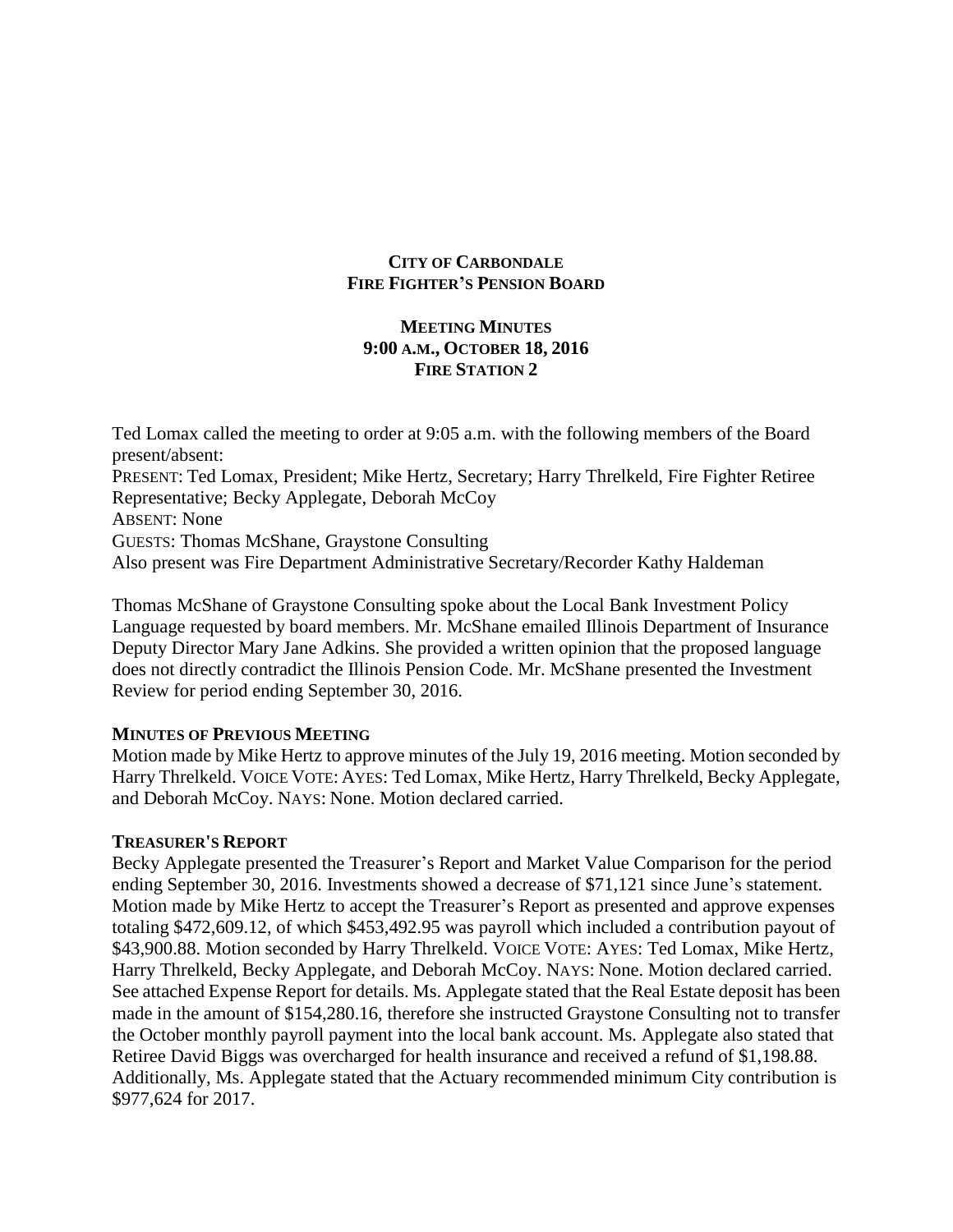**CITY OF CARBONDALE**
**FIRE FIGHTER'S PENSION BOARD**

**MEETING MINUTES**
**9:00 A.M., OCTOBER 18, 2016**
**FIRE STATION 2**

Ted Lomax called the meeting to order at 9:05 a.m. with the following members of the Board present/absent:
PRESENT: Ted Lomax, President; Mike Hertz, Secretary; Harry Threlkeld, Fire Fighter Retiree Representative; Becky Applegate, Deborah McCoy
ABSENT: None
GUESTS: Thomas McShane, Graystone Consulting
Also present was Fire Department Administrative Secretary/Recorder Kathy Haldeman

Thomas McShane of Graystone Consulting spoke about the Local Bank Investment Policy Language requested by board members. Mr. McShane emailed Illinois Department of Insurance Deputy Director Mary Jane Adkins. She provided a written opinion that the proposed language does not directly contradict the Illinois Pension Code. Mr. McShane presented the Investment Review for period ending September 30, 2016.

**MINUTES OF PREVIOUS MEETING**
Motion made by Mike Hertz to approve minutes of the July 19, 2016 meeting. Motion seconded by Harry Threlkeld. VOICE VOTE: AYES: Ted Lomax, Mike Hertz, Harry Threlkeld, Becky Applegate, and Deborah McCoy. NAYS: None. Motion declared carried.

**TREASURER'S REPORT**
Becky Applegate presented the Treasurer's Report and Market Value Comparison for the period ending September 30, 2016. Investments showed a decrease of $71,121 since June's statement. Motion made by Mike Hertz to accept the Treasurer's Report as presented and approve expenses totaling $472,609.12, of which $453,492.95 was payroll which included a contribution payout of $43,900.88. Motion seconded by Harry Threlkeld. VOICE VOTE: AYES: Ted Lomax, Mike Hertz, Harry Threlkeld, Becky Applegate, and Deborah McCoy. NAYS: None. Motion declared carried. See attached Expense Report for details. Ms. Applegate stated that the Real Estate deposit has been made in the amount of $154,280.16, therefore she instructed Graystone Consulting not to transfer the October monthly payroll payment into the local bank account. Ms. Applegate also stated that Retiree David Biggs was overcharged for health insurance and received a refund of $1,198.88. Additionally, Ms. Applegate stated that the Actuary recommended minimum City contribution is $977,624 for 2017.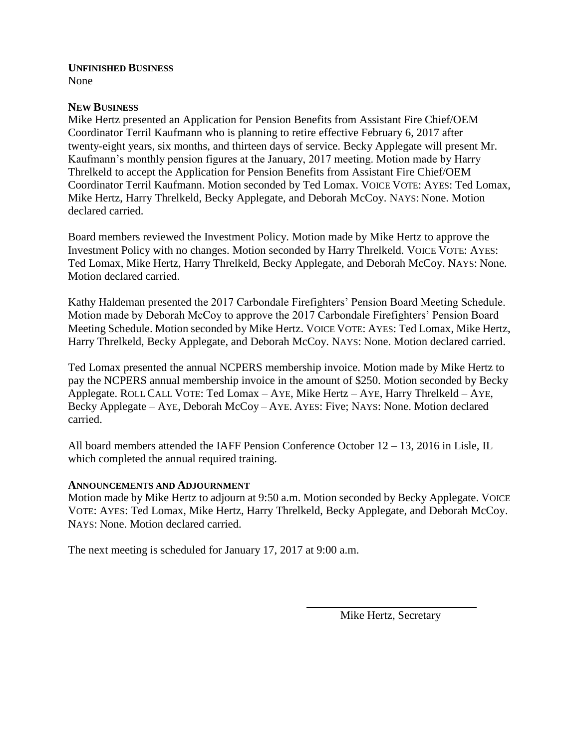**UNFINISHED BUSINESS**
None

**NEW BUSINESS**
Mike Hertz presented an Application for Pension Benefits from Assistant Fire Chief/OEM Coordinator Terril Kaufmann who is planning to retire effective February 6, 2017 after twenty-eight years, six months, and thirteen days of service. Becky Applegate will present Mr. Kaufmann's monthly pension figures at the January, 2017 meeting. Motion made by Harry Threlkeld to accept the Application for Pension Benefits from Assistant Fire Chief/OEM Coordinator Terril Kaufmann. Motion seconded by Ted Lomax. VOICE VOTE: AYES: Ted Lomax, Mike Hertz, Harry Threlkeld, Becky Applegate, and Deborah McCoy. NAYS: None. Motion declared carried.

Board members reviewed the Investment Policy. Motion made by Mike Hertz to approve the Investment Policy with no changes. Motion seconded by Harry Threlkeld. VOICE VOTE: AYES: Ted Lomax, Mike Hertz, Harry Threlkeld, Becky Applegate, and Deborah McCoy. NAYS: None. Motion declared carried.

Kathy Haldeman presented the 2017 Carbondale Firefighters' Pension Board Meeting Schedule. Motion made by Deborah McCoy to approve the 2017 Carbondale Firefighters' Pension Board Meeting Schedule. Motion seconded by Mike Hertz. VOICE VOTE: AYES: Ted Lomax, Mike Hertz, Harry Threlkeld, Becky Applegate, and Deborah McCoy. NAYS: None. Motion declared carried.

Ted Lomax presented the annual NCPERS membership invoice. Motion made by Mike Hertz to pay the NCPERS annual membership invoice in the amount of $250. Motion seconded by Becky Applegate. ROLL CALL VOTE: Ted Lomax – AYE, Mike Hertz – AYE, Harry Threlkeld – AYE, Becky Applegate – AYE, Deborah McCoy – AYE. AYES: Five; NAYS: None. Motion declared carried.

All board members attended the IAFF Pension Conference October 12 – 13, 2016 in Lisle, IL which completed the annual required training.

**ANNOUNCEMENTS AND ADJOURNMENT**
Motion made by Mike Hertz to adjourn at 9:50 a.m. Motion seconded by Becky Applegate. VOICE VOTE: AYES: Ted Lomax, Mike Hertz, Harry Threlkeld, Becky Applegate, and Deborah McCoy. NAYS: None. Motion declared carried.

The next meeting is scheduled for January 17, 2017 at 9:00 a.m.

Mike Hertz, Secretary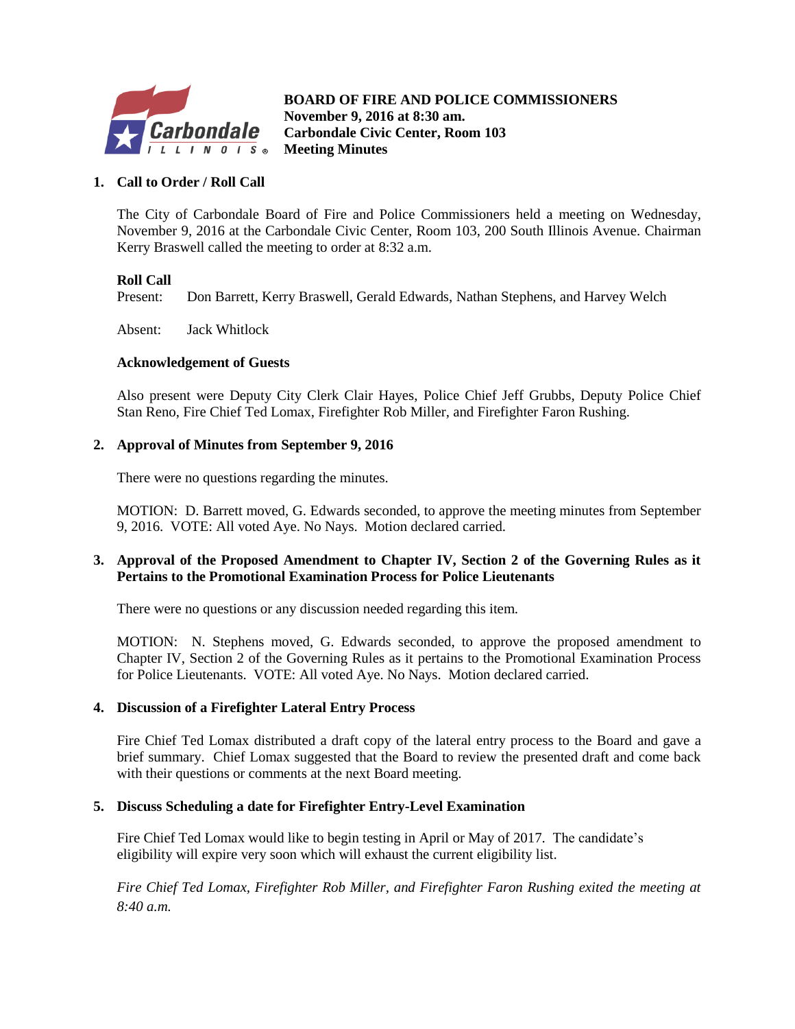**BOARD OF FIRE AND POLICE COMMISSIONERS**
**November 9, 2016 at 8:30 am.**
**Carbondale Civic Center, Room 103**
**Meeting Minutes**

**1. Call to Order / Roll Call**

The City of Carbondale Board of Fire and Police Commissioners held a meeting on Wednesday, November 9, 2016 at the Carbondale Civic Center, Room 103, 200 South Illinois Avenue. Chairman Kerry Braswell called the meeting to order at 8:32 a.m.

**Roll Call**

Present: Don Barrett, Kerry Braswell, Gerald Edwards, Nathan Stephens, and Harvey Welch

Absent: Jack Whitlock

**Acknowledgement of Guests**

Also present were Deputy City Clerk Clair Hayes, Police Chief Jeff Grubbs, Deputy Police Chief Stan Reno, Fire Chief Ted Lomax, Firefighter Rob Miller, and Firefighter Faron Rushing.

**2. Approval of Minutes from September 9, 2016**

There were no questions regarding the minutes.

MOTION: D. Barrett moved, G. Edwards seconded, to approve the meeting minutes from September 9, 2016. VOTE: All voted Aye. No Nays. Motion declared carried.

**3. Approval of the Proposed Amendment to Chapter IV, Section 2 of the Governing Rules as it Pertains to the Promotional Examination Process for Police Lieutenants**

There were no questions or any discussion needed regarding this item.

MOTION: N. Stephens moved, G. Edwards seconded, to approve the proposed amendment to Chapter IV, Section 2 of the Governing Rules as it pertains to the Promotional Examination Process for Police Lieutenants. VOTE: All voted Aye. No Nays. Motion declared carried.

**4. Discussion of a Firefighter Lateral Entry Process**

Fire Chief Ted Lomax distributed a draft copy of the lateral entry process to the Board and gave a brief summary. Chief Lomax suggested that the Board to review the presented draft and come back with their questions or comments at the next Board meeting.

**5. Discuss Scheduling a date for Firefighter Entry-Level Examination**

Fire Chief Ted Lomax would like to begin testing in April or May of 2017. The candidate's eligibility will expire very soon which will exhaust the current eligibility list.

*Fire Chief Ted Lomax, Firefighter Rob Miller, and Firefighter Faron Rushing exited the meeting at 8:40 a.m.*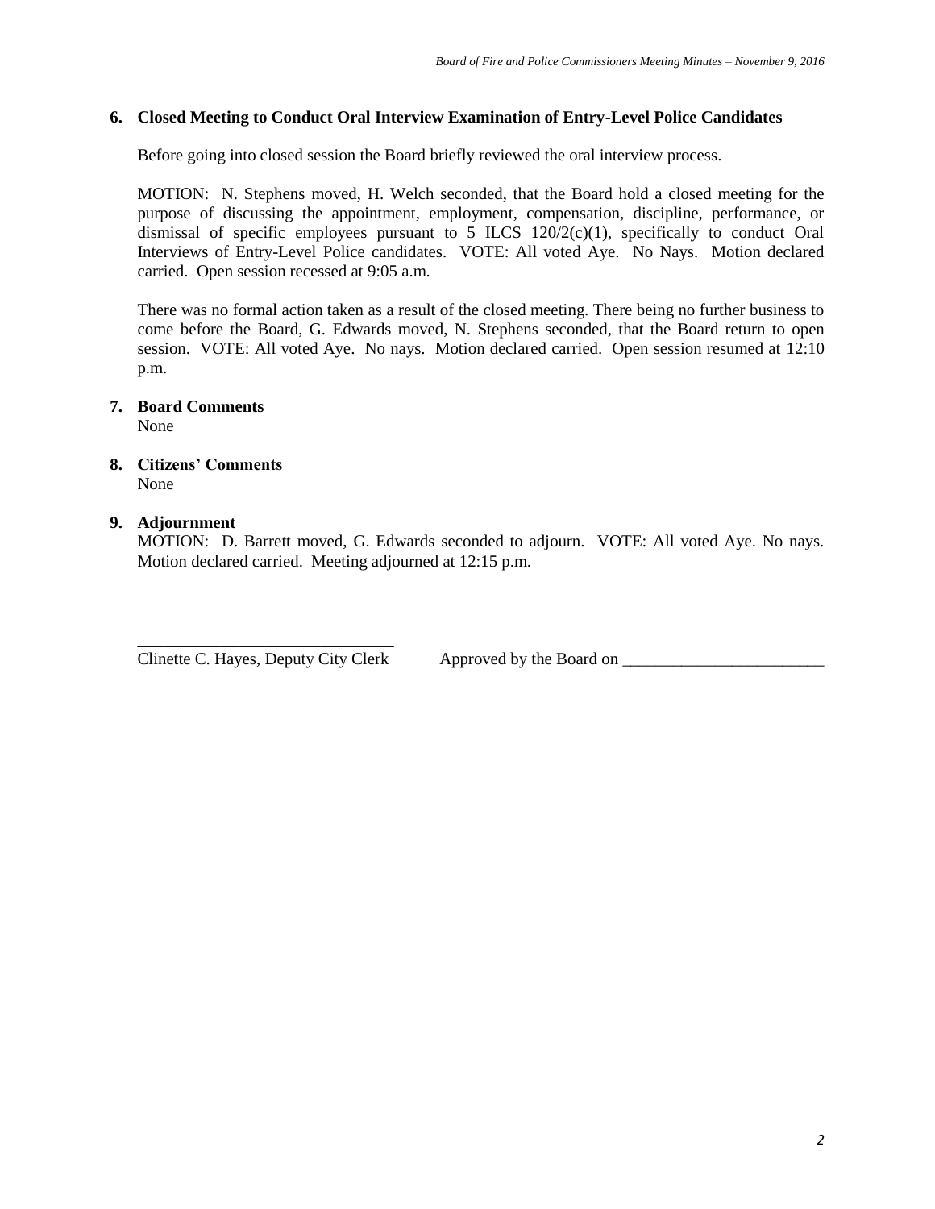**6. Closed Meeting to Conduct Oral Interview Examination of Entry-Level Police Candidates**

Before going into closed session the Board briefly reviewed the oral interview process.

MOTION: N. Stephens moved, H. Welch seconded, that the Board hold a closed meeting for the purpose of discussing the appointment, employment, compensation, discipline, performance, or dismissal of specific employees pursuant to 5 ILCS 120/2(c)(1), specifically to conduct Oral Interviews of Entry-Level Police candidates. VOTE: All voted Aye. No Nays. Motion declared carried. Open session recessed at 9:05 a.m.

There was no formal action taken as a result of the closed meeting. There being no further business to come before the Board, G. Edwards moved, N. Stephens seconded, that the Board return to open session. VOTE: All voted Aye. No nays. Motion declared carried. Open session resumed at 12:10 p.m.

**7. Board Comments**
None

**8. Citizens' Comments**
None

**9. Adjournment**
MOTION: D. Barrett moved, G. Edwards seconded to adjourn. VOTE: All voted Aye. No nays. Motion declared carried. Meeting adjourned at 12:15 p.m.

_______________________________
Clinette C. Hayes, Deputy City Clerk

Approved by the Board on ________________________